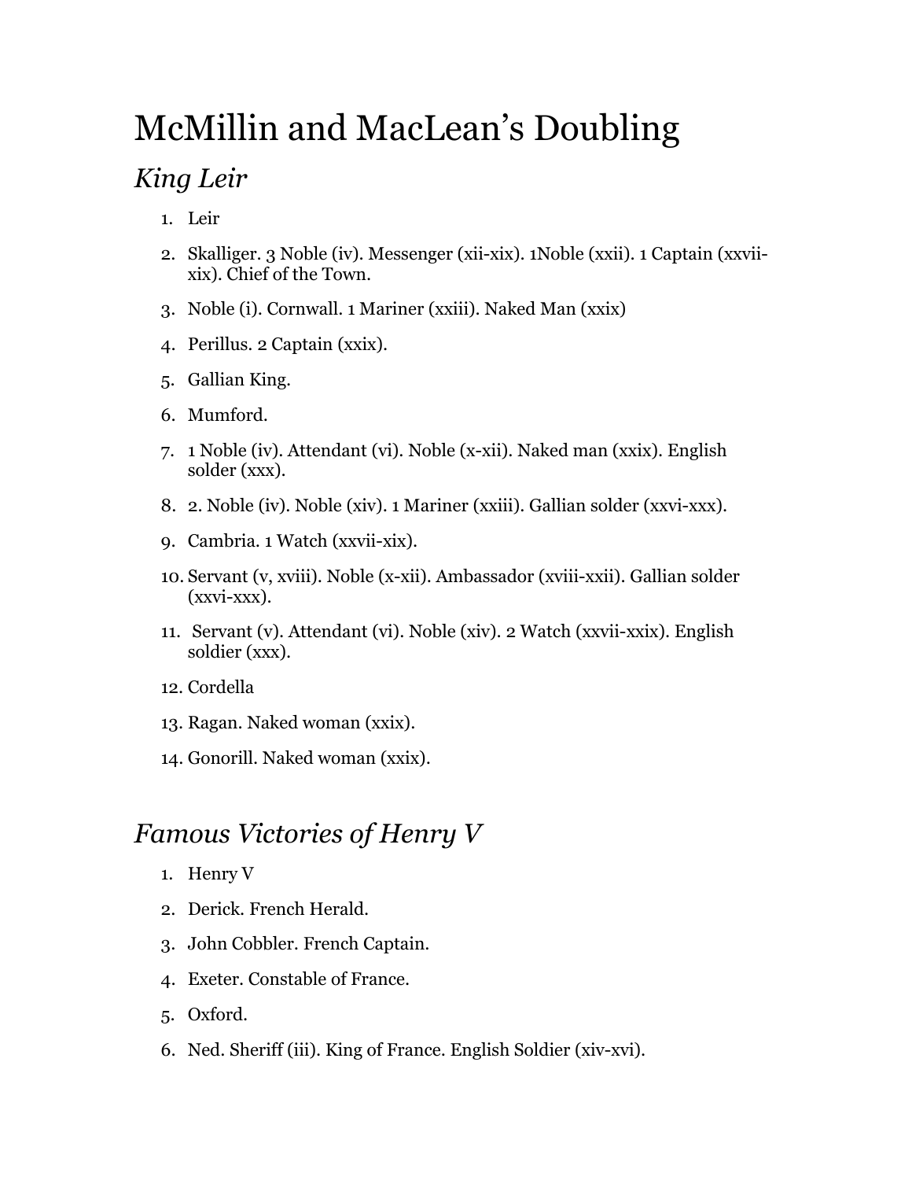# McMillin and MacLean's Doubling

## *King Leir*

1. Leir
2. Skalliger. 3 Noble (iv). Messenger (xii-xix). 1Noble (xxii). 1 Captain (xxvii-xix). Chief of the Town.
3. Noble (i). Cornwall. 1 Mariner (xxiii). Naked Man (xxix)
4. Perillus. 2 Captain (xxix).
5. Gallian King.
6. Mumford.
7. 1 Noble (iv). Attendant (vi). Noble (x-xii). Naked man (xxix). English solder (xxx).
8. 2. Noble (iv). Noble (xiv). 1 Mariner (xxiii). Gallian solder (xxvi-xxx).
9. Cambria. 1 Watch (xxvii-xix).
10. Servant (v, xviii). Noble (x-xii). Ambassador (xviii-xxii). Gallian solder (xxvi-xxx).
11. Servant (v). Attendant (vi). Noble (xiv). 2 Watch (xxvii-xxix). English soldier (xxx).
12. Cordella
13. Ragan. Naked woman (xxix).
14. Gonorill. Naked woman (xxix).

## *Famous Victories of Henry V*

1. Henry V
2. Derick. French Herald.
3. John Cobbler. French Captain.
4. Exeter. Constable of France.
5. Oxford.
6. Ned. Sheriff (iii). King of France. English Soldier (xiv-xvi).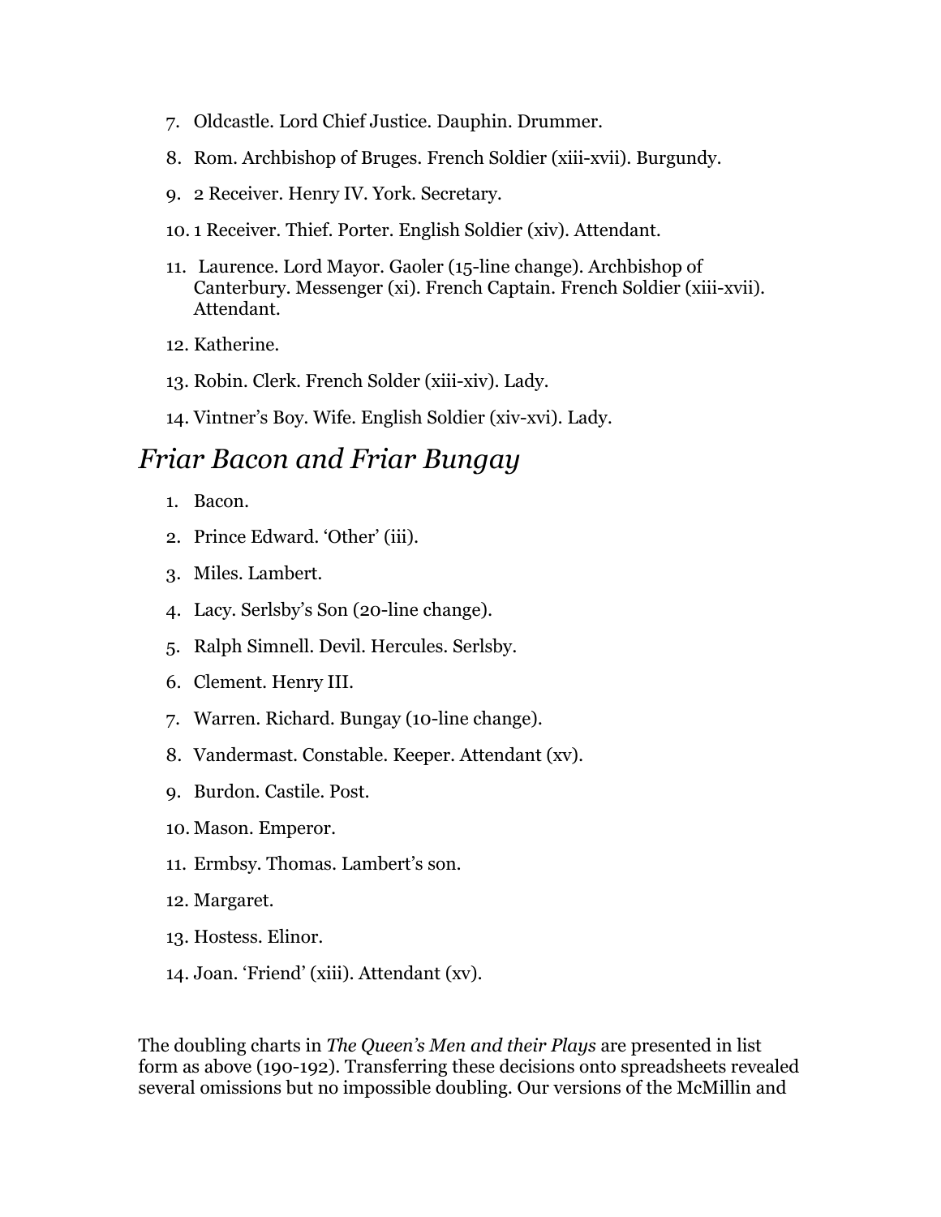7. Oldcastle. Lord Chief Justice. Dauphin. Drummer.
8. Rom. Archbishop of Bruges. French Soldier (xiii-xvii). Burgundy.
9. 2 Receiver. Henry IV. York. Secretary.
10. 1 Receiver. Thief. Porter. English Soldier (xiv). Attendant.
11. Laurence. Lord Mayor. Gaoler (15-line change). Archbishop of Canterbury. Messenger (xi). French Captain. French Soldier (xiii-xvii). Attendant.
12. Katherine.
13. Robin. Clerk. French Solder (xiii-xiv). Lady.
14. Vintner's Boy. Wife. English Soldier (xiv-xvi). Lady.

## *Friar Bacon and Friar Bungay*

1. Bacon.
2. Prince Edward. 'Other' (iii).
3. Miles. Lambert.
4. Lacy. Serlsby's Son (20-line change).
5. Ralph Simnell. Devil. Hercules. Serlsby.
6. Clement. Henry III.
7. Warren. Richard. Bungay (10-line change).
8. Vandermast. Constable. Keeper. Attendant (xv).
9. Burdon. Castile. Post.
10. Mason. Emperor.
11. Ermbsy. Thomas. Lambert's son.
12. Margaret.
13. Hostess. Elinor.
14. Joan. 'Friend' (xiii). Attendant (xv).

The doubling charts in *The Queen's Men and their Plays* are presented in list form as above (190-192). Transferring these decisions onto spreadsheets revealed several omissions but no impossible doubling. Our versions of the McMillin and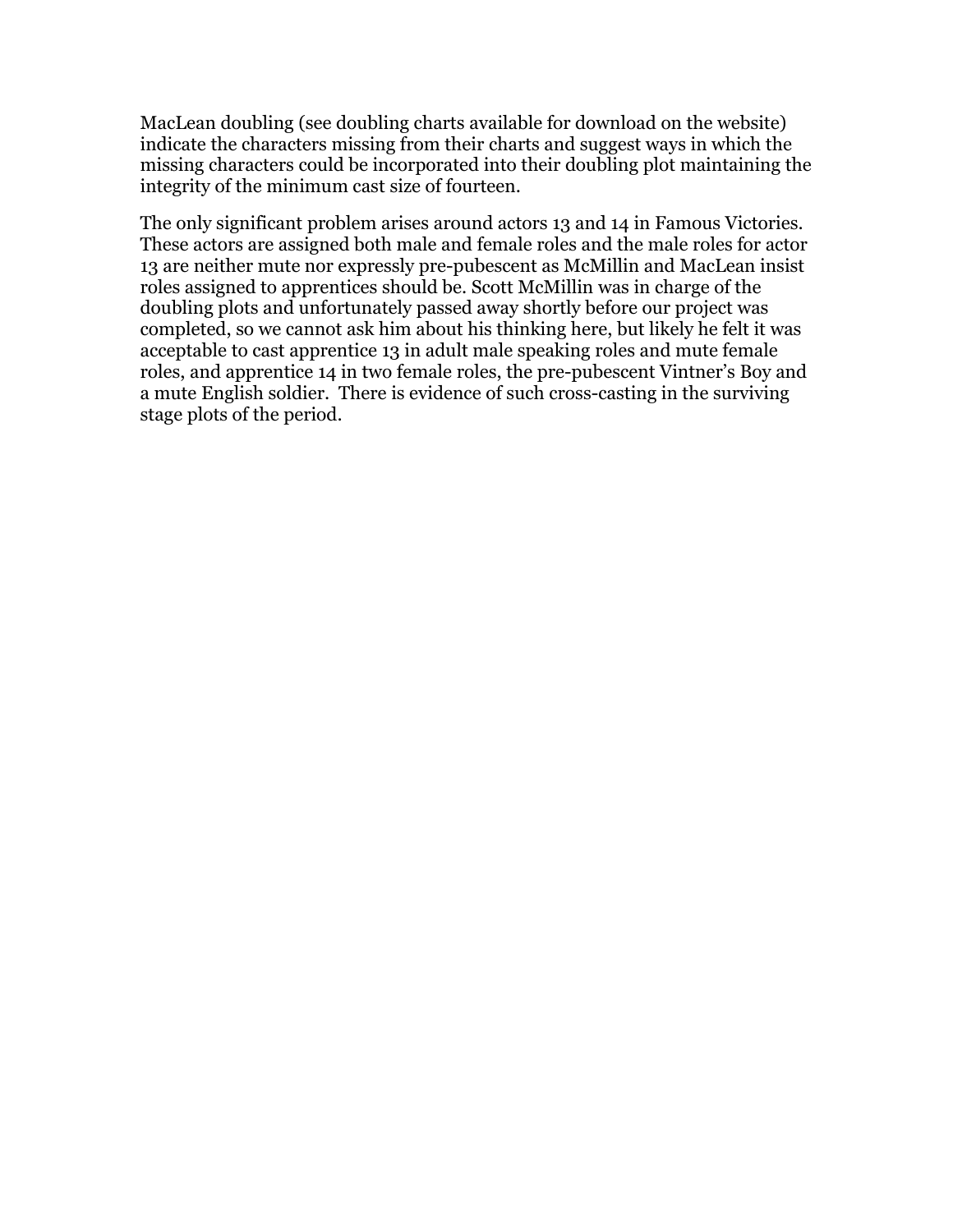MacLean doubling (see doubling charts available for download on the website) indicate the characters missing from their charts and suggest ways in which the missing characters could be incorporated into their doubling plot maintaining the integrity of the minimum cast size of fourteen.

The only significant problem arises around actors 13 and 14 in Famous Victories. These actors are assigned both male and female roles and the male roles for actor 13 are neither mute nor expressly pre-pubescent as McMillin and MacLean insist roles assigned to apprentices should be. Scott McMillin was in charge of the doubling plots and unfortunately passed away shortly before our project was completed, so we cannot ask him about his thinking here, but likely he felt it was acceptable to cast apprentice 13 in adult male speaking roles and mute female roles, and apprentice 14 in two female roles, the pre-pubescent Vintner's Boy and a mute English soldier.  There is evidence of such cross-casting in the surviving stage plots of the period.